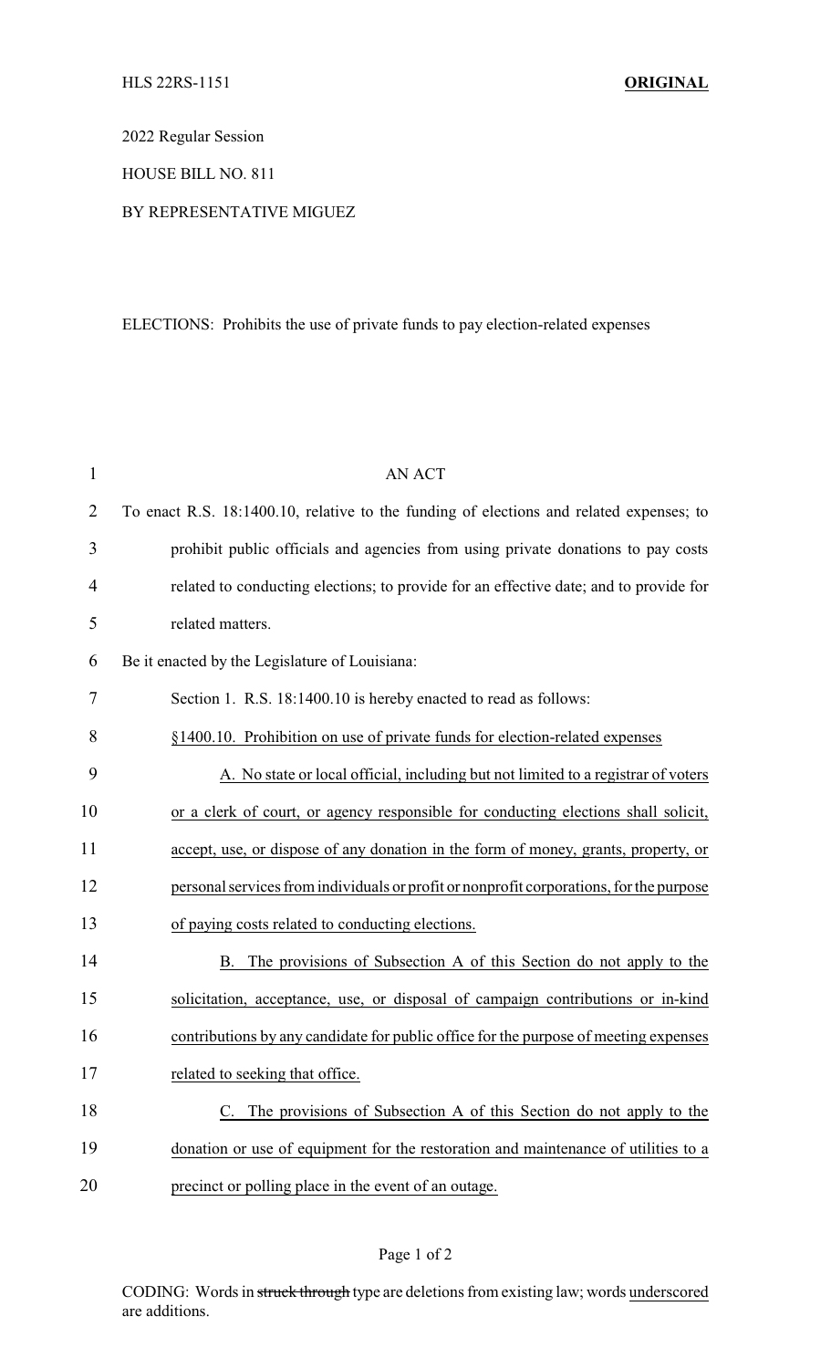2022 Regular Session

HOUSE BILL NO. 811

BY REPRESENTATIVE MIGUEZ

ELECTIONS: Prohibits the use of private funds to pay election-related expenses

AN ACT

To enact R.S. 18:1400.10, relative to the funding of elections and related expenses; to prohibit public officials and agencies from using private donations to pay costs related to conducting elections; to provide for an effective date; and to provide for related matters.

Be it enacted by the Legislature of Louisiana:

Section 1. R.S. 18:1400.10 is hereby enacted to read as follows:

§1400.10. Prohibition on use of private funds for election-related expenses

A. No state or local official, including but not limited to a registrar of voters or a clerk of court, or agency responsible for conducting elections shall solicit, accept, use, or dispose of any donation in the form of money, grants, property, or personal services from individuals or profit or nonprofit corporations, for the purpose of paying costs related to conducting elections.

B. The provisions of Subsection A of this Section do not apply to the solicitation, acceptance, use, or disposal of campaign contributions or in-kind contributions by any candidate for public office for the purpose of meeting expenses related to seeking that office.

C. The provisions of Subsection A of this Section do not apply to the donation or use of equipment for the restoration and maintenance of utilities to a precinct or polling place in the event of an outage.

CODING: Words in ~~struck through~~ type are deletions from existing law; words underscored are additions.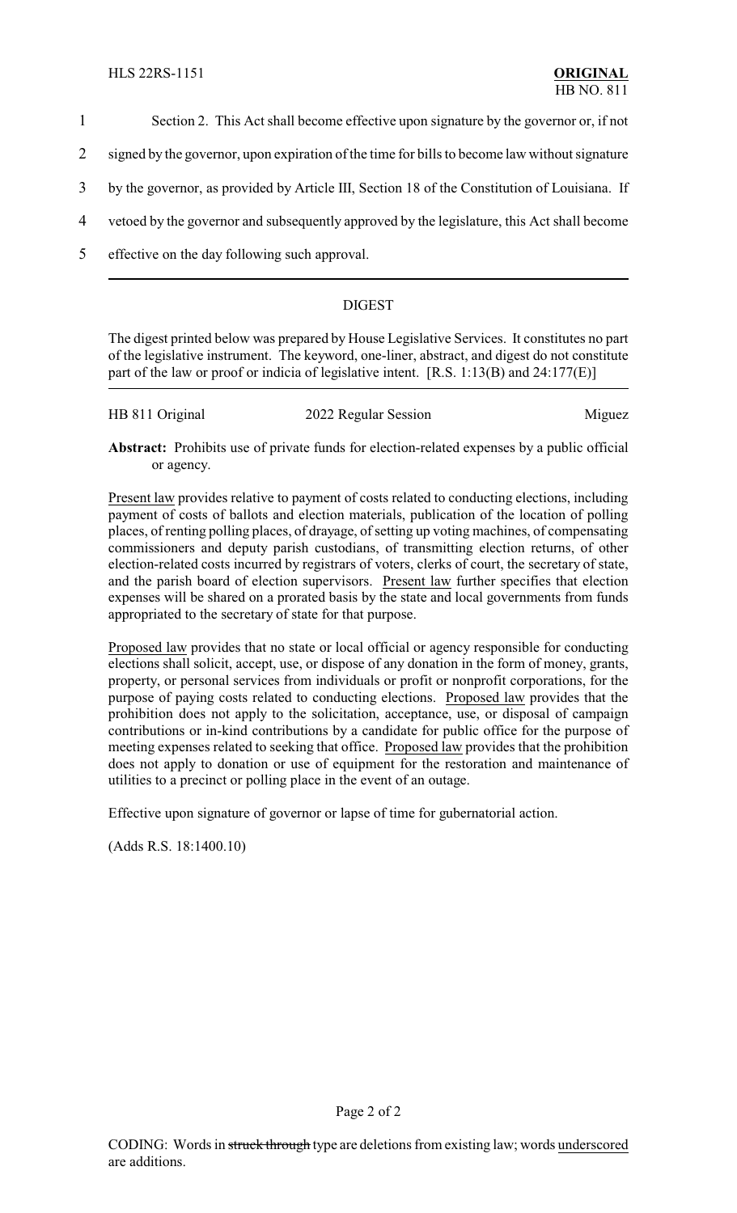Section 2. This Act shall become effective upon signature by the governor or, if not signed by the governor, upon expiration of the time for bills to become law without signature by the governor, as provided by Article III, Section 18 of the Constitution of Louisiana. If vetoed by the governor and subsequently approved by the legislature, this Act shall become effective on the day following such approval.

## DIGEST

The digest printed below was prepared by House Legislative Services. It constitutes no part of the legislative instrument. The keyword, one-liner, abstract, and digest do not constitute part of the law or proof or indicia of legislative intent. [R.S. 1:13(B) and 24:177(E)]

HB 811 Original 2022 Regular Session Miguez

**Abstract:** Prohibits use of private funds for election-related expenses by a public official or agency.

Present law provides relative to payment of costs related to conducting elections, including payment of costs of ballots and election materials, publication of the location of polling places, of renting polling places, of drayage, of setting up voting machines, of compensating commissioners and deputy parish custodians, of transmitting election returns, of other election-related costs incurred by registrars of voters, clerks of court, the secretary of state, and the parish board of election supervisors. Present law further specifies that election expenses will be shared on a prorated basis by the state and local governments from funds appropriated to the secretary of state for that purpose.

Proposed law provides that no state or local official or agency responsible for conducting elections shall solicit, accept, use, or dispose of any donation in the form of money, grants, property, or personal services from individuals or profit or nonprofit corporations, for the purpose of paying costs related to conducting elections. Proposed law provides that the prohibition does not apply to the solicitation, acceptance, use, or disposal of campaign contributions or in-kind contributions by a candidate for public office for the purpose of meeting expenses related to seeking that office. Proposed law provides that the prohibition does not apply to donation or use of equipment for the restoration and maintenance of utilities to a precinct or polling place in the event of an outage.

Effective upon signature of governor or lapse of time for gubernatorial action.

(Adds R.S. 18:1400.10)

CODING: Words in ~~struck through~~ type are deletions from existing law; words underscored are additions.